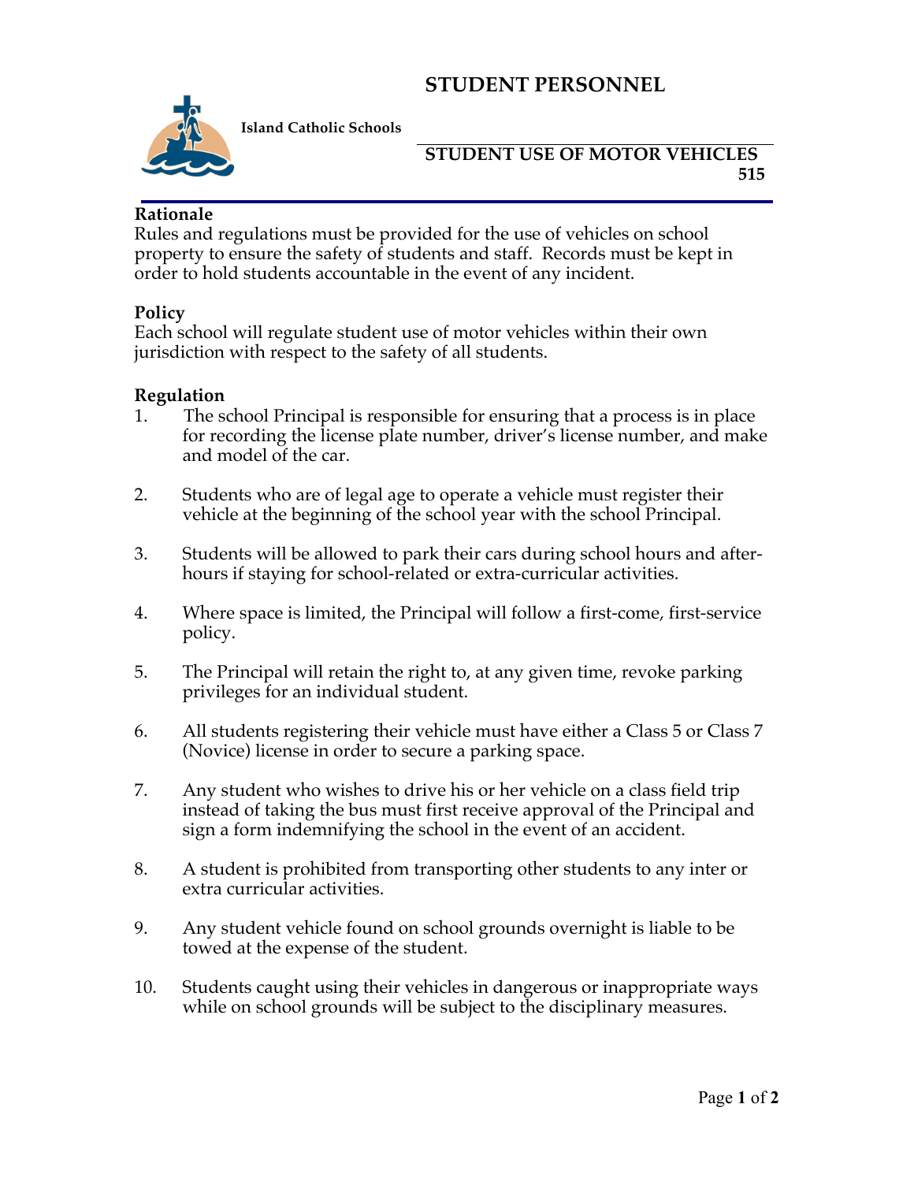# STUDENT PERSONNEL

**Island Catholic Schools**

## STUDENT USE OF MOTOR VEHICLES 515

### Rationale

Rules and regulations must be provided for the use of vehicles on school property to ensure the safety of students and staff. Records must be kept in order to hold students accountable in the event of any incident.

### Policy

Each school will regulate student use of motor vehicles within their own jurisdiction with respect to the safety of all students.

### Regulation

1. The school Principal is responsible for ensuring that a process is in place for recording the license plate number, driver's license number, and make and model of the car.

2. Students who are of legal age to operate a vehicle must register their vehicle at the beginning of the school year with the school Principal.

3. Students will be allowed to park their cars during school hours and after-hours if staying for school-related or extra-curricular activities.

4. Where space is limited, the Principal will follow a first-come, first-service policy.

5. The Principal will retain the right to, at any given time, revoke parking privileges for an individual student.

6. All students registering their vehicle must have either a Class 5 or Class 7 (Novice) license in order to secure a parking space.

7. Any student who wishes to drive his or her vehicle on a class field trip instead of taking the bus must first receive approval of the Principal and sign a form indemnifying the school in the event of an accident.

8. A student is prohibited from transporting other students to any inter or extra curricular activities.

9. Any student vehicle found on school grounds overnight is liable to be towed at the expense of the student.

10. Students caught using their vehicles in dangerous or inappropriate ways while on school grounds will be subject to the disciplinary measures.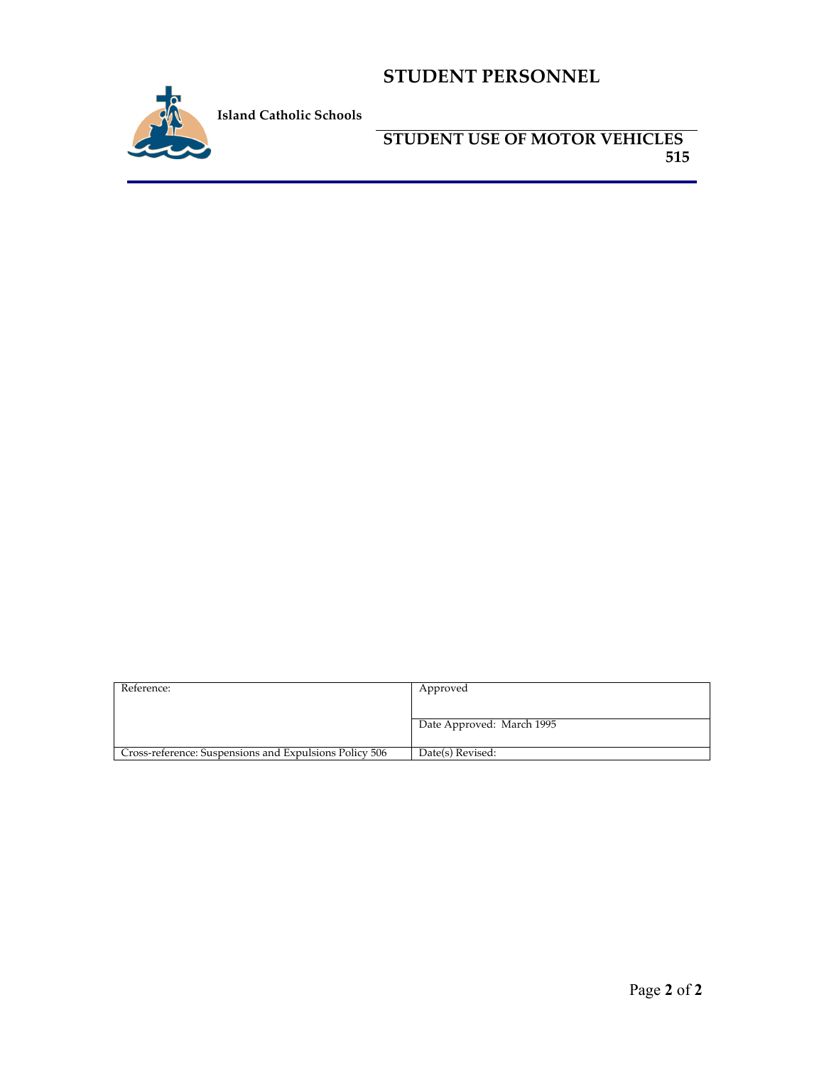| | |
|---|---|
| Reference: | Approved |
| | Date Approved: March 1995 |
| Cross-reference: Suspensions and Expulsions Policy 506 | Date(s) Revised: |